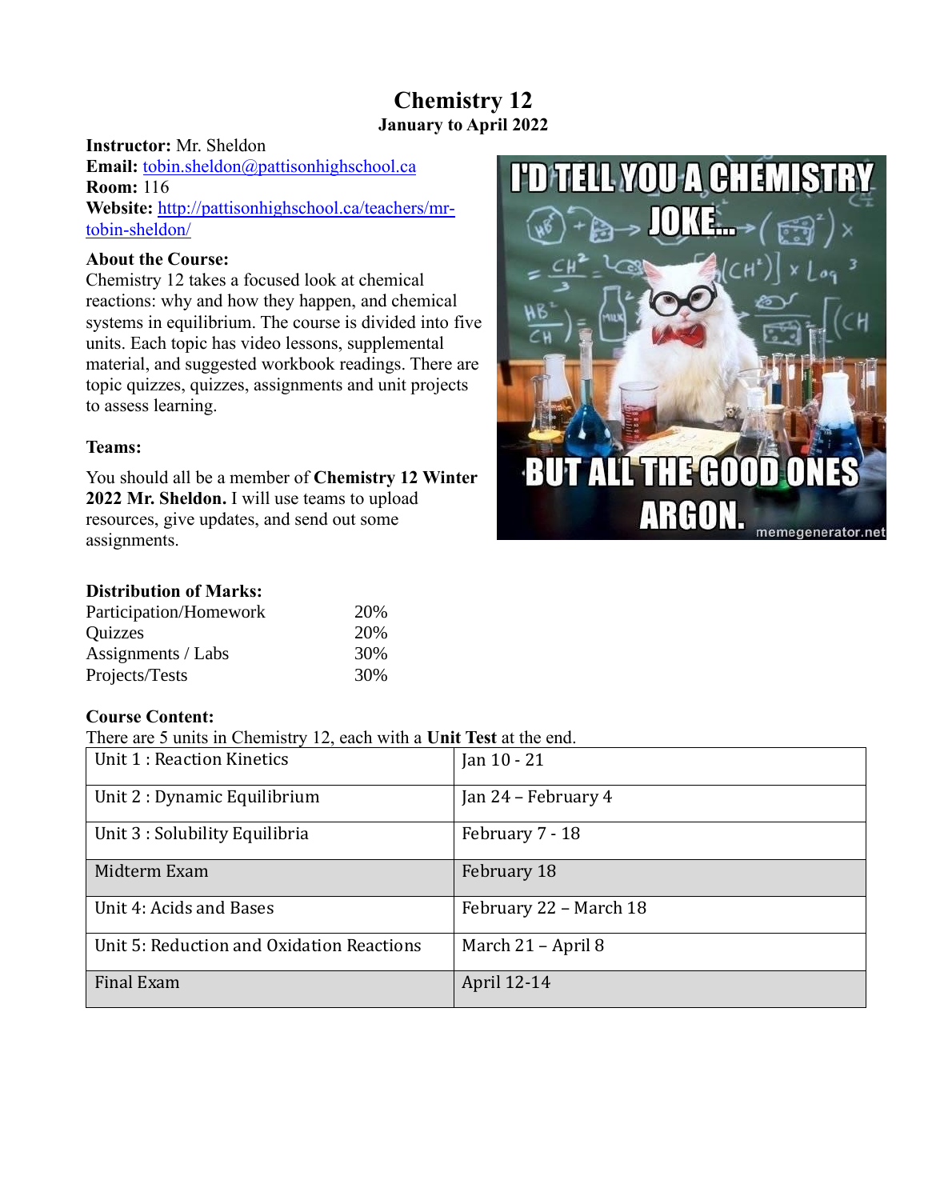# Chemistry 12

**January to April 2022**

**Instructor:** Mr. Sheldon
**Email:** tobin.sheldon@pattisonhighschool.ca
**Room:** 116
**Website:** http://pattisonhighschool.ca/teachers/mr-tobin-sheldon/

**About the Course:**
Chemistry 12 takes a focused look at chemical reactions: why and how they happen, and chemical systems in equilibrium. The course is divided into five units. Each topic has video lessons, supplemental material, and suggested workbook readings. There are topic quizzes, quizzes, assignments and unit projects to assess learning.

**Teams:**

You should all be a member of **Chemistry 12 Winter 2022 Mr. Sheldon.** I will use teams to upload resources, give updates, and send out some assignments.

**Distribution of Marks:**

| | |
|---|---|
| Participation/Homework | 20% |
| Quizzes | 20% |
| Assignments / Labs | 30% |
| Projects/Tests | 30% |

**Course Content:**
There are 5 units in Chemistry 12, each with a **Unit Test** at the end.

| | |
|---|---|
| Unit 1 : Reaction Kinetics | Jan 10 - 21 |
| Unit 2 : Dynamic Equilibrium | Jan 24 – February 4 |
| Unit 3 : Solubility Equilibria | February 7 - 18 |
| Midterm Exam | February 18 |
| Unit 4: Acids and Bases | February 22 – March 18 |
| Unit 5: Reduction and Oxidation Reactions | March 21 – April 8 |
| Final Exam | April 12-14 |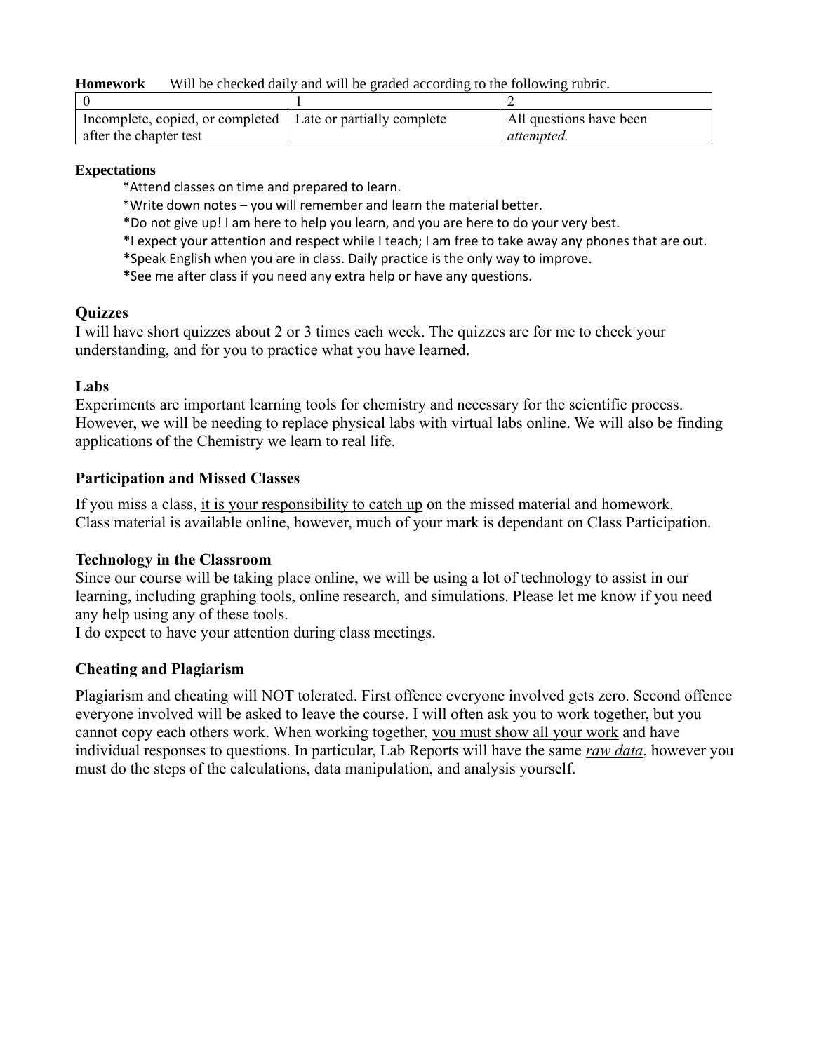**Homework** Will be checked daily and will be graded according to the following rubric.

| 0 | 1 | 2 |
|---|---|---|
| Incomplete, copied, or completed after the chapter test | Late or partially complete | All questions have been *attempted.* |

**Expectations**

*Attend classes on time and prepared to learn.

*Write down notes – you will remember and learn the material better.

*Do not give up! I am here to help you learn, and you are here to do your very best.

*I expect your attention and respect while I teach; I am free to take away any phones that are out.

*Speak English when you are in class. Daily practice is the only way to improve.

*See me after class if you need any extra help or have any questions.

### Quizzes

I will have short quizzes about 2 or 3 times each week. The quizzes are for me to check your understanding, and for you to practice what you have learned.

### Labs

Experiments are important learning tools for chemistry and necessary for the scientific process. However, we will be needing to replace physical labs with virtual labs online. We will also be finding applications of the Chemistry we learn to real life.

### Participation and Missed Classes

If you miss a class, it is your responsibility to catch up on the missed material and homework. Class material is available online, however, much of your mark is dependant on Class Participation.

### Technology in the Classroom

Since our course will be taking place online, we will be using a lot of technology to assist in our learning, including graphing tools, online research, and simulations. Please let me know if you need any help using any of these tools.

I do expect to have your attention during class meetings.

### Cheating and Plagiarism

Plagiarism and cheating will NOT tolerated. First offence everyone involved gets zero. Second offence everyone involved will be asked to leave the course. I will often ask you to work together, but you cannot copy each others work. When working together, you must show all your work and have individual responses to questions. In particular, Lab Reports will have the same *raw data*, however you must do the steps of the calculations, data manipulation, and analysis yourself.